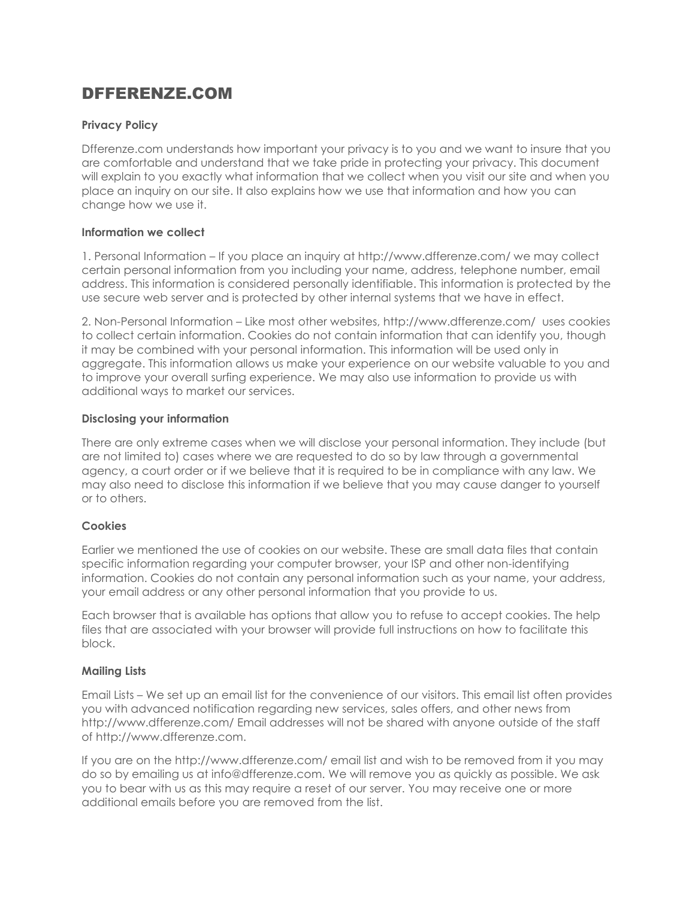# DFFERENZE.COM

**Privacy Policy**

Dfferenze.com understands how important your privacy is to you and we want to insure that you are comfortable and understand that we take pride in protecting your privacy. This document will explain to you exactly what information that we collect when you visit our site and when you place an inquiry on our site. It also explains how we use that information and how you can change how we use it.

**Information we collect**

1. Personal Information – If you place an inquiry at http://www.dfferenze.com/ we may collect certain personal information from you including your name, address, telephone number, email address. This information is considered personally identifiable. This information is protected by the use secure web server and is protected by other internal systems that we have in effect.

2. Non-Personal Information – Like most other websites, http://www.dfferenze.com/ uses cookies to collect certain information. Cookies do not contain information that can identify you, though it may be combined with your personal information. This information will be used only in aggregate. This information allows us make your experience on our website valuable to you and to improve your overall surfing experience. We may also use information to provide us with additional ways to market our services.

**Disclosing your information**

There are only extreme cases when we will disclose your personal information. They include (but are not limited to) cases where we are requested to do so by law through a governmental agency, a court order or if we believe that it is required to be in compliance with any law. We may also need to disclose this information if we believe that you may cause danger to yourself or to others.

**Cookies**

Earlier we mentioned the use of cookies on our website. These are small data files that contain specific information regarding your computer browser, your ISP and other non-identifying information. Cookies do not contain any personal information such as your name, your address, your email address or any other personal information that you provide to us.

Each browser that is available has options that allow you to refuse to accept cookies. The help files that are associated with your browser will provide full instructions on how to facilitate this block.

**Mailing Lists**

Email Lists – We set up an email list for the convenience of our visitors. This email list often provides you with advanced notification regarding new services, sales offers, and other news from http://www.dfferenze.com/ Email addresses will not be shared with anyone outside of the staff of http://www.dfferenze.com.

If you are on the http://www.dfferenze.com/ email list and wish to be removed from it you may do so by emailing us at info@dfferenze.com. We will remove you as quickly as possible. We ask you to bear with us as this may require a reset of our server. You may receive one or more additional emails before you are removed from the list.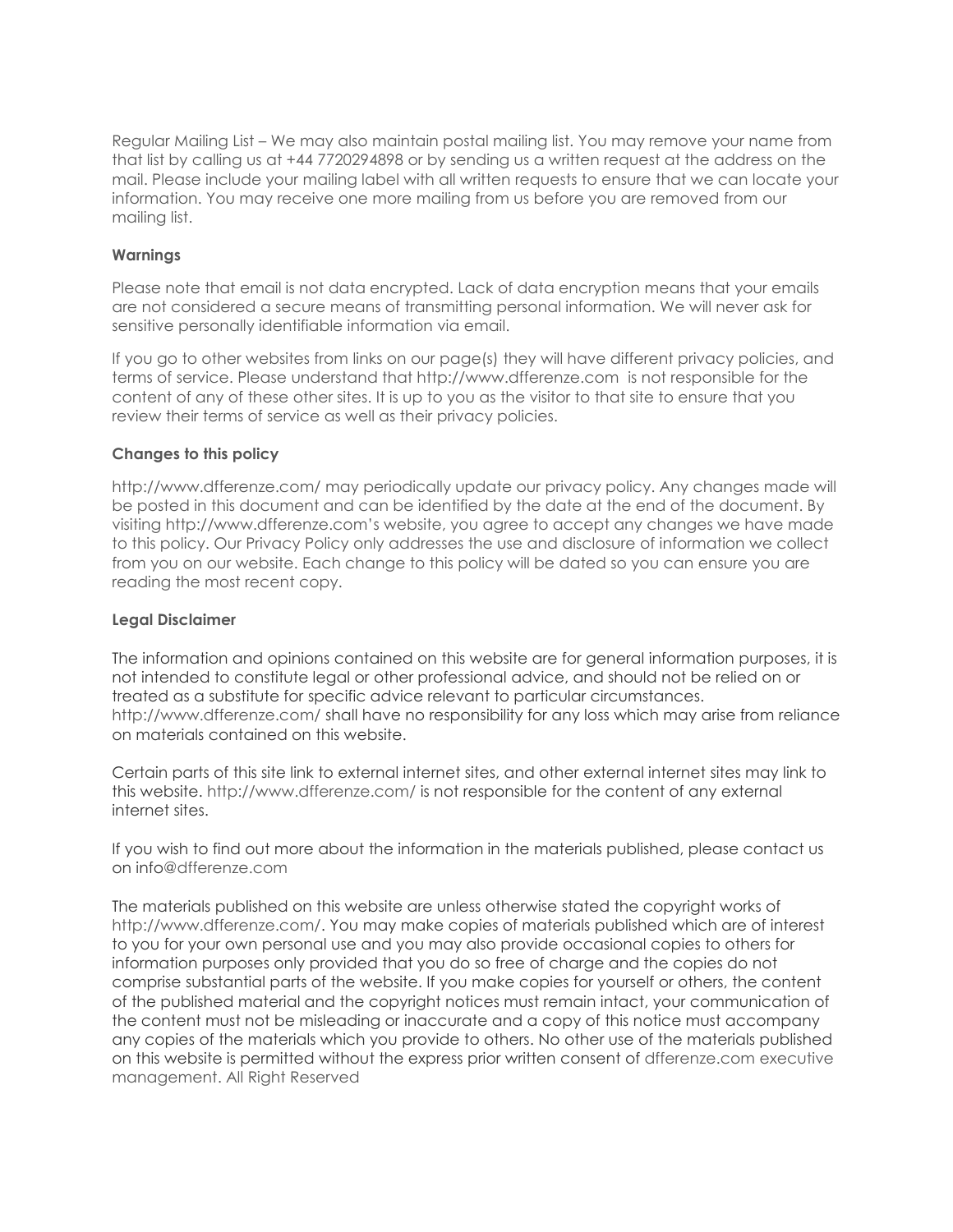Regular Mailing List – We may also maintain postal mailing list. You may remove your name from that list by calling us at +44 7720294898 or by sending us a written request at the address on the mail. Please include your mailing label with all written requests to ensure that we can locate your information. You may receive one more mailing from us before you are removed from our mailing list.

**Warnings**

Please note that email is not data encrypted. Lack of data encryption means that your emails are not considered a secure means of transmitting personal information. We will never ask for sensitive personally identifiable information via email.

If you go to other websites from links on our page(s) they will have different privacy policies, and terms of service. Please understand that http://www.dfferenze.com is not responsible for the content of any of these other sites. It is up to you as the visitor to that site to ensure that you review their terms of service as well as their privacy policies.

**Changes to this policy**

http://www.dfferenze.com/ may periodically update our privacy policy. Any changes made will be posted in this document and can be identified by the date at the end of the document. By visiting http://www.dfferenze.com's website, you agree to accept any changes we have made to this policy. Our Privacy Policy only addresses the use and disclosure of information we collect from you on our website. Each change to this policy will be dated so you can ensure you are reading the most recent copy.

**Legal Disclaimer**

The information and opinions contained on this website are for general information purposes, it is not intended to constitute legal or other professional advice, and should not be relied on or treated as a substitute for specific advice relevant to particular circumstances. http://www.dfferenze.com/ shall have no responsibility for any loss which may arise from reliance on materials contained on this website.

Certain parts of this site link to external internet sites, and other external internet sites may link to this website. http://www.dfferenze.com/ is not responsible for the content of any external internet sites.

If you wish to find out more about the information in the materials published, please contact us on info@dfferenze.com

The materials published on this website are unless otherwise stated the copyright works of http://www.dfferenze.com/. You may make copies of materials published which are of interest to you for your own personal use and you may also provide occasional copies to others for information purposes only provided that you do so free of charge and the copies do not comprise substantial parts of the website. If you make copies for yourself or others, the content of the published material and the copyright notices must remain intact, your communication of the content must not be misleading or inaccurate and a copy of this notice must accompany any copies of the materials which you provide to others. No other use of the materials published on this website is permitted without the express prior written consent of dfferenze.com executive management. All Right Reserved